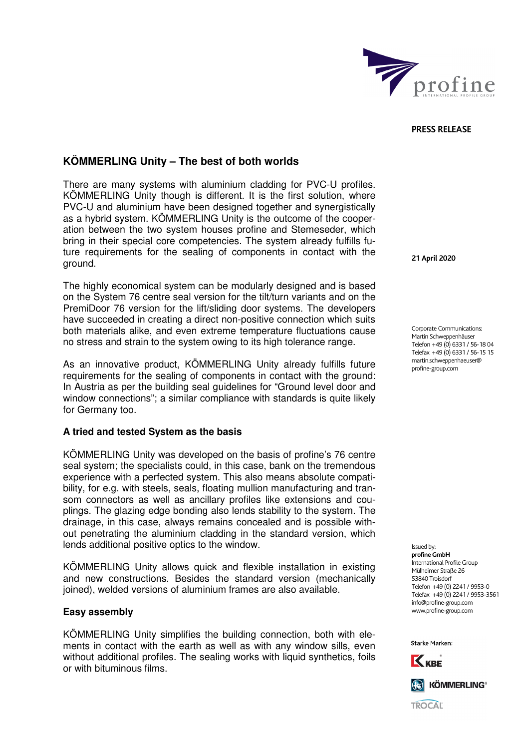PRESS RELEASE

# KÖMMERLING Unity – The best of both worlds

There are many systems with aluminium cladding for PVC-U profiles. KÖMMERLING Unity though is different. It is the first solution, where PVC-U and aluminium have been designed together and synergistically as a hybrid system. KÖMMERLING Unity is the outcome of the cooperation between the two system houses profine and Stemeseder, which bring in their special core competencies. The system already fulfills future requirements for the sealing of components in contact with the ground.

21 April 2020

The highly economical system can be modularly designed and is based on the System 76 centre seal version for the tilt/turn variants and on the PremiDoor 76 version for the lift/sliding door systems. The developers have succeeded in creating a direct non-positive connection which suits both materials alike, and even extreme temperature fluctuations cause no stress and strain to the system owing to its high tolerance range.

As an innovative product, KÖMMERLING Unity already fulfills future requirements for the sealing of components in contact with the ground: In Austria as per the building seal guidelines for "Ground level door and window connections"; a similar compliance with standards is quite likely for Germany too.

## A tried and tested System as the basis

KÖMMERLING Unity was developed on the basis of profine's 76 centre seal system; the specialists could, in this case, bank on the tremendous experience with a perfected system. This also means absolute compatibility, for e.g. with steels, seals, floating mullion manufacturing and transom connectors as well as ancillary profiles like extensions and couplings. The glazing edge bonding also lends stability to the system. The drainage, in this case, always remains concealed and is possible without penetrating the aluminium cladding in the standard version, which lends additional positive optics to the window.

KÖMMERLING Unity allows quick and flexible installation in existing and new constructions. Besides the standard version (mechanically joined), welded versions of aluminium frames are also available.

## Easy assembly

KÖMMERLING Unity simplifies the building connection, both with elements in contact with the earth as well as with any window sills, even without additional profiles. The sealing works with liquid synthetics, foils or with bituminous films.

Corporate Communications:
Martin Schweppenhäuser
Telefon +49 (0) 6331 / 56-18 04
Telefax +49 (0) 6331 / 56-15 15
martin.schweppenhaeuser@profine-group.com

Issued by:
**profine GmbH**
International Profile Group
Mülheimer Straße 26
53840 Troisdorf
Telefon +49 (0) 2241 / 9953-0
Telefax +49 (0) 2241 / 9953-3561
info@profine-group.com
www.profine-group.com

Starke Marken:
KBE
KÖMMERLING
TROCAL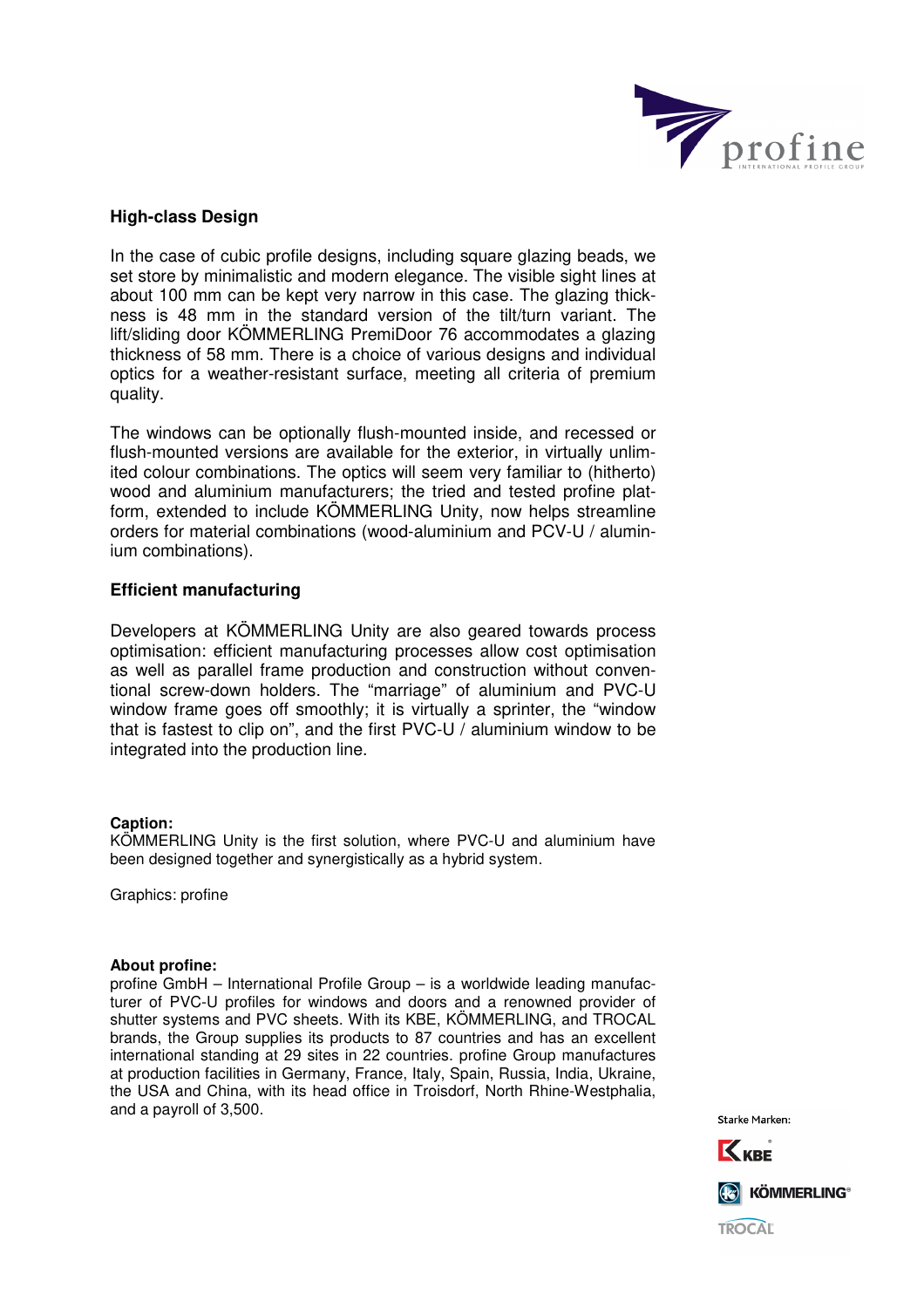## High-class Design

In the case of cubic profile designs, including square glazing beads, we set store by minimalistic and modern elegance. The visible sight lines at about 100 mm can be kept very narrow in this case. The glazing thickness is 48 mm in the standard version of the tilt/turn variant. The lift/sliding door KÖMMERLING PremiDoor 76 accommodates a glazing thickness of 58 mm. There is a choice of various designs and individual optics for a weather-resistant surface, meeting all criteria of premium quality.

The windows can be optionally flush-mounted inside, and recessed or flush-mounted versions are available for the exterior, in virtually unlimited colour combinations. The optics will seem very familiar to (hitherto) wood and aluminium manufacturers; the tried and tested profine platform, extended to include KÖMMERLING Unity, now helps streamline orders for material combinations (wood-aluminium and PCV-U / aluminium combinations).

## Efficient manufacturing

Developers at KÖMMERLING Unity are also geared towards process optimisation: efficient manufacturing processes allow cost optimisation as well as parallel frame production and construction without conventional screw-down holders. The "marriage" of aluminium and PVC-U window frame goes off smoothly; it is virtually a sprinter, the "window that is fastest to clip on", and the first PVC-U / aluminium window to be integrated into the production line.

**Caption:**
KÖMMERLING Unity is the first solution, where PVC-U and aluminium have been designed together and synergistically as a hybrid system.

Graphics: profine

**About profine:**
profine GmbH – International Profile Group – is a worldwide leading manufacturer of PVC-U profiles for windows and doors and a renowned provider of shutter systems and PVC sheets. With its KBE, KÖMMERLING, and TROCAL brands, the Group supplies its products to 87 countries and has an excellent international standing at 29 sites in 22 countries. profine Group manufactures at production facilities in Germany, France, Italy, Spain, Russia, India, Ukraine, the USA and China, with its head office in Troisdorf, North Rhine-Westphalia, and a payroll of 3,500.

Starke Marken:
KBE
KÖMMERLING
TROCAL